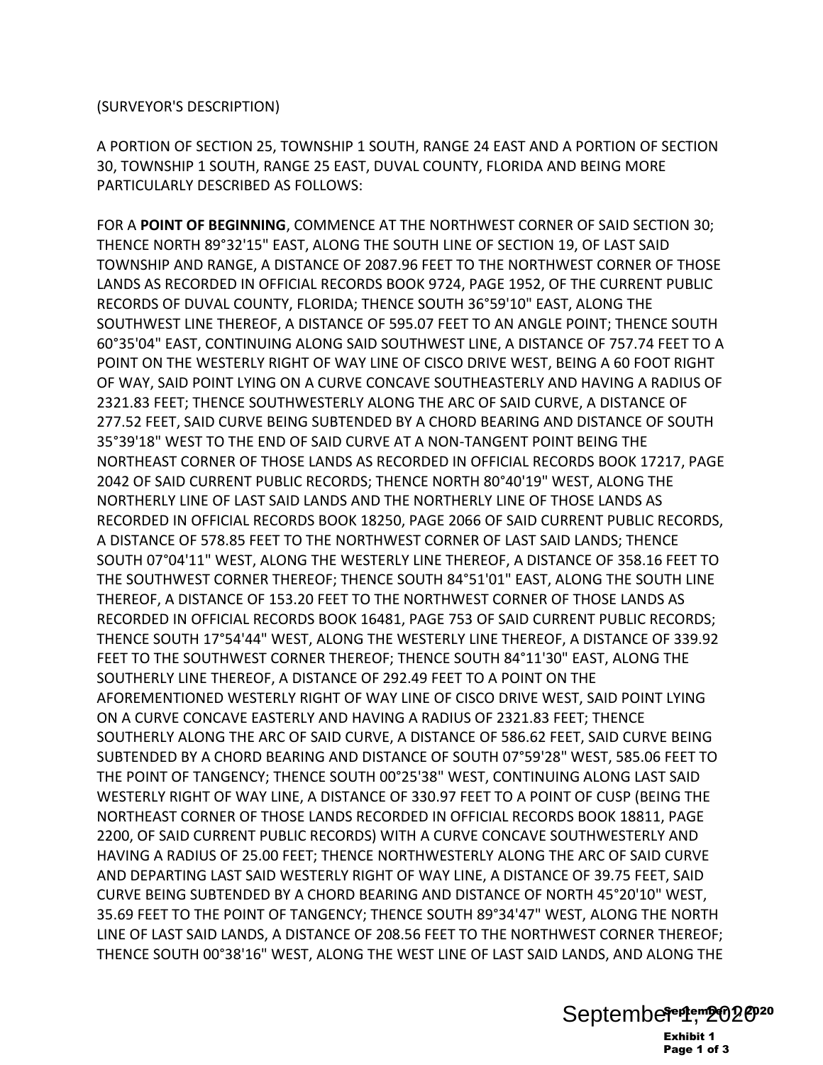(SURVEYOR'S DESCRIPTION)

A PORTION OF SECTION 25, TOWNSHIP 1 SOUTH, RANGE 24 EAST AND A PORTION OF SECTION 30, TOWNSHIP 1 SOUTH, RANGE 25 EAST, DUVAL COUNTY, FLORIDA AND BEING MORE PARTICULARLY DESCRIBED AS FOLLOWS:

FOR A **POINT OF BEGINNING**, COMMENCE AT THE NORTHWEST CORNER OF SAID SECTION 30; THENCE NORTH 89°32'15" EAST, ALONG THE SOUTH LINE OF SECTION 19, OF LAST SAID TOWNSHIP AND RANGE, A DISTANCE OF 2087.96 FEET TO THE NORTHWEST CORNER OF THOSE LANDS AS RECORDED IN OFFICIAL RECORDS BOOK 9724, PAGE 1952, OF THE CURRENT PUBLIC RECORDS OF DUVAL COUNTY, FLORIDA; THENCE SOUTH 36°59'10" EAST, ALONG THE SOUTHWEST LINE THEREOF, A DISTANCE OF 595.07 FEET TO AN ANGLE POINT; THENCE SOUTH 60°35'04" EAST, CONTINUING ALONG SAID SOUTHWEST LINE, A DISTANCE OF 757.74 FEET TO A POINT ON THE WESTERLY RIGHT OF WAY LINE OF CISCO DRIVE WEST, BEING A 60 FOOT RIGHT OF WAY, SAID POINT LYING ON A CURVE CONCAVE SOUTHEASTERLY AND HAVING A RADIUS OF 2321.83 FEET; THENCE SOUTHWESTERLY ALONG THE ARC OF SAID CURVE, A DISTANCE OF 277.52 FEET, SAID CURVE BEING SUBTENDED BY A CHORD BEARING AND DISTANCE OF SOUTH 35°39'18" WEST TO THE END OF SAID CURVE AT A NON-TANGENT POINT BEING THE NORTHEAST CORNER OF THOSE LANDS AS RECORDED IN OFFICIAL RECORDS BOOK 17217, PAGE 2042 OF SAID CURRENT PUBLIC RECORDS; THENCE NORTH 80°40'19" WEST, ALONG THE NORTHERLY LINE OF LAST SAID LANDS AND THE NORTHERLY LINE OF THOSE LANDS AS RECORDED IN OFFICIAL RECORDS BOOK 18250, PAGE 2066 OF SAID CURRENT PUBLIC RECORDS, A DISTANCE OF 578.85 FEET TO THE NORTHWEST CORNER OF LAST SAID LANDS; THENCE SOUTH 07°04'11" WEST, ALONG THE WESTERLY LINE THEREOF, A DISTANCE OF 358.16 FEET TO THE SOUTHWEST CORNER THEREOF; THENCE SOUTH 84°51'01" EAST, ALONG THE SOUTH LINE THEREOF, A DISTANCE OF 153.20 FEET TO THE NORTHWEST CORNER OF THOSE LANDS AS RECORDED IN OFFICIAL RECORDS BOOK 16481, PAGE 753 OF SAID CURRENT PUBLIC RECORDS; THENCE SOUTH 17°54'44" WEST, ALONG THE WESTERLY LINE THEREOF, A DISTANCE OF 339.92 FEET TO THE SOUTHWEST CORNER THEREOF; THENCE SOUTH 84°11'30" EAST, ALONG THE SOUTHERLY LINE THEREOF, A DISTANCE OF 292.49 FEET TO A POINT ON THE AFOREMENTIONED WESTERLY RIGHT OF WAY LINE OF CISCO DRIVE WEST, SAID POINT LYING ON A CURVE CONCAVE EASTERLY AND HAVING A RADIUS OF 2321.83 FEET; THENCE SOUTHERLY ALONG THE ARC OF SAID CURVE, A DISTANCE OF 586.62 FEET, SAID CURVE BEING SUBTENDED BY A CHORD BEARING AND DISTANCE OF SOUTH 07°59'28" WEST, 585.06 FEET TO THE POINT OF TANGENCY; THENCE SOUTH 00°25'38" WEST, CONTINUING ALONG LAST SAID WESTERLY RIGHT OF WAY LINE, A DISTANCE OF 330.97 FEET TO A POINT OF CUSP (BEING THE NORTHEAST CORNER OF THOSE LANDS RECORDED IN OFFICIAL RECORDS BOOK 18811, PAGE 2200, OF SAID CURRENT PUBLIC RECORDS) WITH A CURVE CONCAVE SOUTHWESTERLY AND HAVING A RADIUS OF 25.00 FEET; THENCE NORTHWESTERLY ALONG THE ARC OF SAID CURVE AND DEPARTING LAST SAID WESTERLY RIGHT OF WAY LINE, A DISTANCE OF 39.75 FEET, SAID CURVE BEING SUBTENDED BY A CHORD BEARING AND DISTANCE OF NORTH 45°20'10" WEST, 35.69 FEET TO THE POINT OF TANGENCY; THENCE SOUTH 89°34'47" WEST, ALONG THE NORTH LINE OF LAST SAID LANDS, A DISTANCE OF 208.56 FEET TO THE NORTHWEST CORNER THEREOF; THENCE SOUTH 00°38'16" WEST, ALONG THE WEST LINE OF LAST SAID LANDS, AND ALONG THE

September 1, 2020

Exhibit 1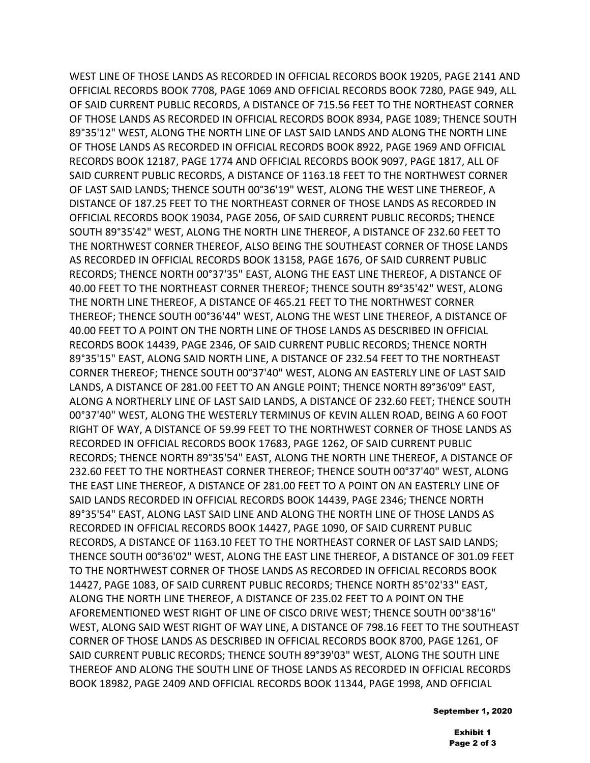WEST LINE OF THOSE LANDS AS RECORDED IN OFFICIAL RECORDS BOOK 19205, PAGE 2141 AND OFFICIAL RECORDS BOOK 7708, PAGE 1069 AND OFFICIAL RECORDS BOOK 7280, PAGE 949, ALL OF SAID CURRENT PUBLIC RECORDS, A DISTANCE OF 715.56 FEET TO THE NORTHEAST CORNER OF THOSE LANDS AS RECORDED IN OFFICIAL RECORDS BOOK 8934, PAGE 1089; THENCE SOUTH 89°35'12" WEST, ALONG THE NORTH LINE OF LAST SAID LANDS AND ALONG THE NORTH LINE OF THOSE LANDS AS RECORDED IN OFFICIAL RECORDS BOOK 8922, PAGE 1969 AND OFFICIAL RECORDS BOOK 12187, PAGE 1774 AND OFFICIAL RECORDS BOOK 9097, PAGE 1817, ALL OF SAID CURRENT PUBLIC RECORDS, A DISTANCE OF 1163.18 FEET TO THE NORTHWEST CORNER OF LAST SAID LANDS; THENCE SOUTH 00°36'19" WEST, ALONG THE WEST LINE THEREOF, A DISTANCE OF 187.25 FEET TO THE NORTHEAST CORNER OF THOSE LANDS AS RECORDED IN OFFICIAL RECORDS BOOK 19034, PAGE 2056, OF SAID CURRENT PUBLIC RECORDS; THENCE SOUTH 89°35'42" WEST, ALONG THE NORTH LINE THEREOF, A DISTANCE OF 232.60 FEET TO THE NORTHWEST CORNER THEREOF, ALSO BEING THE SOUTHEAST CORNER OF THOSE LANDS AS RECORDED IN OFFICIAL RECORDS BOOK 13158, PAGE 1676, OF SAID CURRENT PUBLIC RECORDS; THENCE NORTH 00°37'35" EAST, ALONG THE EAST LINE THEREOF, A DISTANCE OF 40.00 FEET TO THE NORTHEAST CORNER THEREOF; THENCE SOUTH 89°35'42" WEST, ALONG THE NORTH LINE THEREOF, A DISTANCE OF 465.21 FEET TO THE NORTHWEST CORNER THEREOF; THENCE SOUTH 00°36'44" WEST, ALONG THE WEST LINE THEREOF, A DISTANCE OF 40.00 FEET TO A POINT ON THE NORTH LINE OF THOSE LANDS AS DESCRIBED IN OFFICIAL RECORDS BOOK 14439, PAGE 2346, OF SAID CURRENT PUBLIC RECORDS; THENCE NORTH 89°35'15" EAST, ALONG SAID NORTH LINE, A DISTANCE OF 232.54 FEET TO THE NORTHEAST CORNER THEREOF; THENCE SOUTH 00°37'40" WEST, ALONG AN EASTERLY LINE OF LAST SAID LANDS, A DISTANCE OF 281.00 FEET TO AN ANGLE POINT; THENCE NORTH 89°36'09" EAST, ALONG A NORTHERLY LINE OF LAST SAID LANDS, A DISTANCE OF 232.60 FEET; THENCE SOUTH 00°37'40" WEST, ALONG THE WESTERLY TERMINUS OF KEVIN ALLEN ROAD, BEING A 60 FOOT RIGHT OF WAY, A DISTANCE OF 59.99 FEET TO THE NORTHWEST CORNER OF THOSE LANDS AS RECORDED IN OFFICIAL RECORDS BOOK 17683, PAGE 1262, OF SAID CURRENT PUBLIC RECORDS; THENCE NORTH 89°35'54" EAST, ALONG THE NORTH LINE THEREOF, A DISTANCE OF 232.60 FEET TO THE NORTHEAST CORNER THEREOF; THENCE SOUTH 00°37'40" WEST, ALONG THE EAST LINE THEREOF, A DISTANCE OF 281.00 FEET TO A POINT ON AN EASTERLY LINE OF SAID LANDS RECORDED IN OFFICIAL RECORDS BOOK 14439, PAGE 2346; THENCE NORTH 89°35'54" EAST, ALONG LAST SAID LINE AND ALONG THE NORTH LINE OF THOSE LANDS AS RECORDED IN OFFICIAL RECORDS BOOK 14427, PAGE 1090, OF SAID CURRENT PUBLIC RECORDS, A DISTANCE OF 1163.10 FEET TO THE NORTHEAST CORNER OF LAST SAID LANDS; THENCE SOUTH 00°36'02" WEST, ALONG THE EAST LINE THEREOF, A DISTANCE OF 301.09 FEET TO THE NORTHWEST CORNER OF THOSE LANDS AS RECORDED IN OFFICIAL RECORDS BOOK 14427, PAGE 1083, OF SAID CURRENT PUBLIC RECORDS; THENCE NORTH 85°02'33" EAST, ALONG THE NORTH LINE THEREOF, A DISTANCE OF 235.02 FEET TO A POINT ON THE AFOREMENTIONED WEST RIGHT OF LINE OF CISCO DRIVE WEST; THENCE SOUTH 00°38'16" WEST, ALONG SAID WEST RIGHT OF WAY LINE, A DISTANCE OF 798.16 FEET TO THE SOUTHEAST CORNER OF THOSE LANDS AS DESCRIBED IN OFFICIAL RECORDS BOOK 8700, PAGE 1261, OF SAID CURRENT PUBLIC RECORDS; THENCE SOUTH 89°39'03" WEST, ALONG THE SOUTH LINE THEREOF AND ALONG THE SOUTH LINE OF THOSE LANDS AS RECORDED IN OFFICIAL RECORDS BOOK 18982, PAGE 2409 AND OFFICIAL RECORDS BOOK 11344, PAGE 1998, AND OFFICIAL

September 1, 2020

Exhibit 1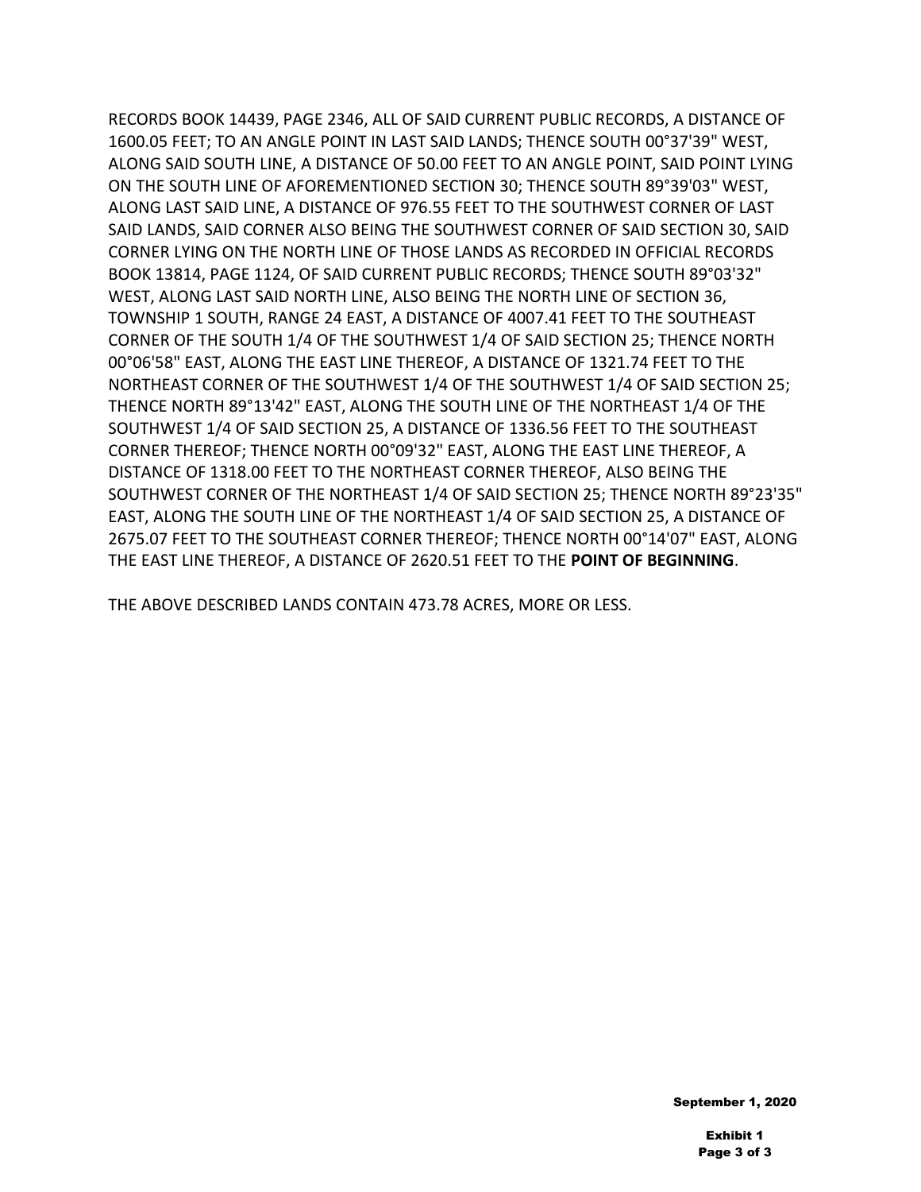RECORDS BOOK 14439, PAGE 2346, ALL OF SAID CURRENT PUBLIC RECORDS, A DISTANCE OF 1600.05 FEET; TO AN ANGLE POINT IN LAST SAID LANDS; THENCE SOUTH 00°37'39" WEST, ALONG SAID SOUTH LINE, A DISTANCE OF 50.00 FEET TO AN ANGLE POINT, SAID POINT LYING ON THE SOUTH LINE OF AFOREMENTIONED SECTION 30; THENCE SOUTH 89°39'03" WEST, ALONG LAST SAID LINE, A DISTANCE OF 976.55 FEET TO THE SOUTHWEST CORNER OF LAST SAID LANDS, SAID CORNER ALSO BEING THE SOUTHWEST CORNER OF SAID SECTION 30, SAID CORNER LYING ON THE NORTH LINE OF THOSE LANDS AS RECORDED IN OFFICIAL RECORDS BOOK 13814, PAGE 1124, OF SAID CURRENT PUBLIC RECORDS; THENCE SOUTH 89°03'32" WEST, ALONG LAST SAID NORTH LINE, ALSO BEING THE NORTH LINE OF SECTION 36, TOWNSHIP 1 SOUTH, RANGE 24 EAST, A DISTANCE OF 4007.41 FEET TO THE SOUTHEAST CORNER OF THE SOUTH 1/4 OF THE SOUTHWEST 1/4 OF SAID SECTION 25; THENCE NORTH 00°06'58" EAST, ALONG THE EAST LINE THEREOF, A DISTANCE OF 1321.74 FEET TO THE NORTHEAST CORNER OF THE SOUTHWEST 1/4 OF THE SOUTHWEST 1/4 OF SAID SECTION 25; THENCE NORTH 89°13'42" EAST, ALONG THE SOUTH LINE OF THE NORTHEAST 1/4 OF THE SOUTHWEST 1/4 OF SAID SECTION 25, A DISTANCE OF 1336.56 FEET TO THE SOUTHEAST CORNER THEREOF; THENCE NORTH 00°09'32" EAST, ALONG THE EAST LINE THEREOF, A DISTANCE OF 1318.00 FEET TO THE NORTHEAST CORNER THEREOF, ALSO BEING THE SOUTHWEST CORNER OF THE NORTHEAST 1/4 OF SAID SECTION 25; THENCE NORTH 89°23'35" EAST, ALONG THE SOUTH LINE OF THE NORTHEAST 1/4 OF SAID SECTION 25, A DISTANCE OF 2675.07 FEET TO THE SOUTHEAST CORNER THEREOF; THENCE NORTH 00°14'07" EAST, ALONG THE EAST LINE THEREOF, A DISTANCE OF 2620.51 FEET TO THE **POINT OF BEGINNING**.

THE ABOVE DESCRIBED LANDS CONTAIN 473.78 ACRES, MORE OR LESS.

September 1, 2020

Exhibit 1